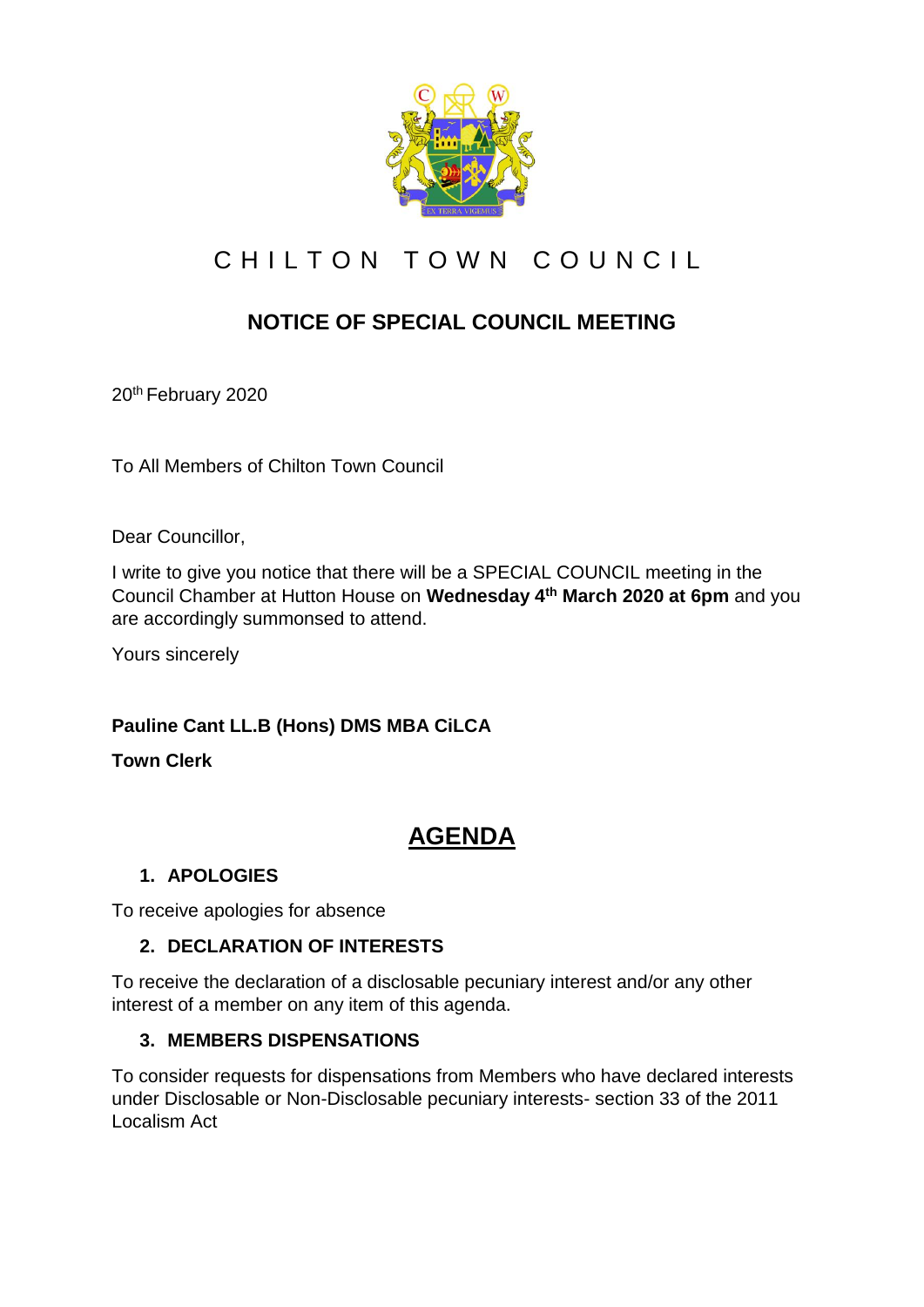# CHILTON TOWN COUNCIL

## NOTICE OF SPECIAL COUNCIL MEETING

20th February 2020

To All Members of Chilton Town Council

Dear Councillor,

I write to give you notice that there will be a SPECIAL COUNCIL meeting in the Council Chamber at Hutton House on **Wednesday 4th March 2020 at 6pm** and you are accordingly summonsed to attend.

Yours sincerely

**Pauline Cant LL.B (Hons) DMS MBA CiLCA**

**Town Clerk**

## AGENDA

### 1. APOLOGIES

To receive apologies for absence

### 2. DECLARATION OF INTERESTS

To receive the declaration of a disclosable pecuniary interest and/or any other interest of a member on any item of this agenda.

### 3. MEMBERS DISPENSATIONS

To consider requests for dispensations from Members who have declared interests under Disclosable or Non-Disclosable pecuniary interests- section 33 of the 2011 Localism Act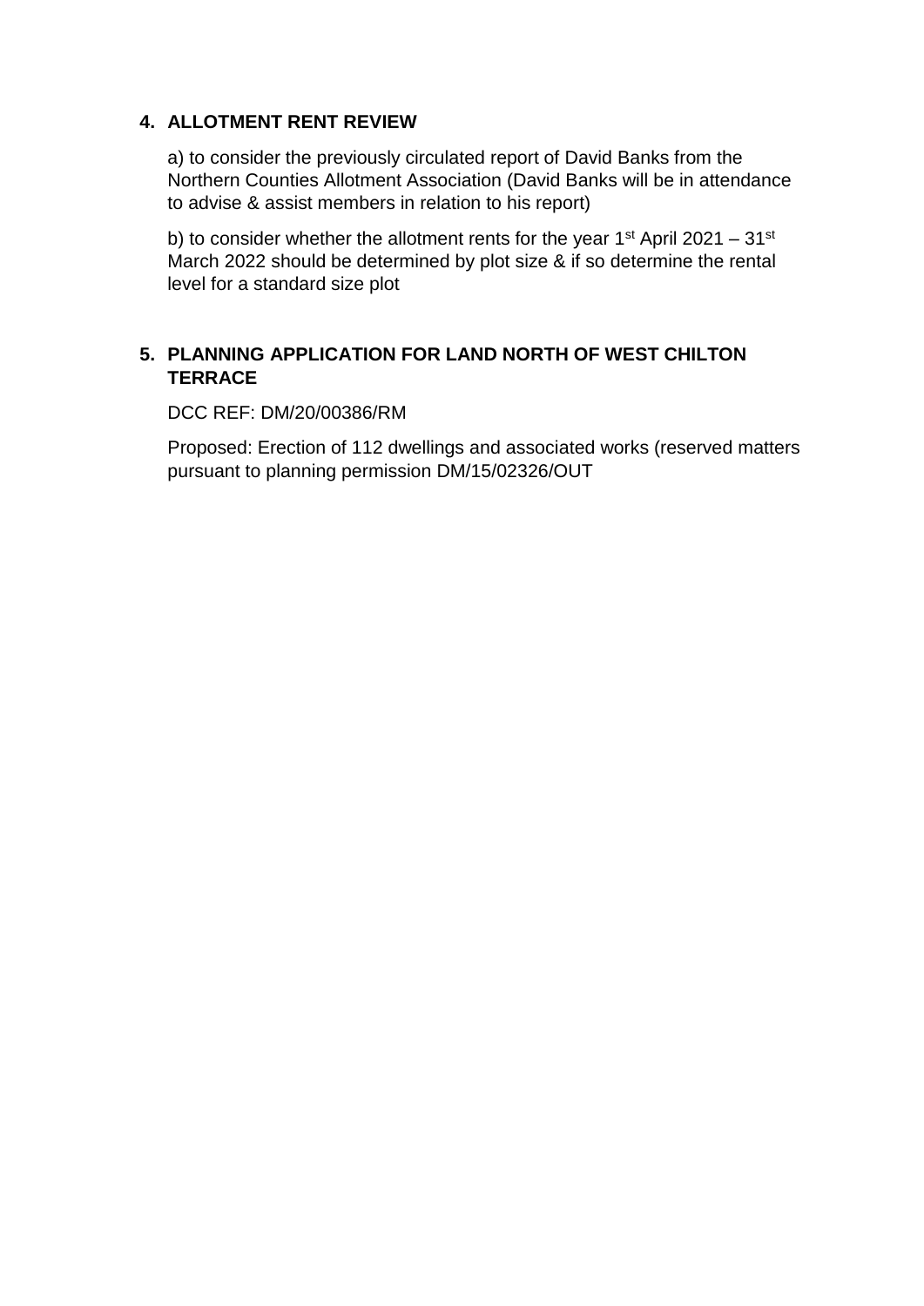## 4. ALLOTMENT RENT REVIEW

a) to consider the previously circulated report of David Banks from the Northern Counties Allotment Association (David Banks will be in attendance to advise & assist members in relation to his report)

b) to consider whether the allotment rents for the year 1st April 2021 – 31st March 2022 should be determined by plot size & if so determine the rental level for a standard size plot

## 5. PLANNING APPLICATION FOR LAND NORTH OF WEST CHILTON TERRACE

DCC REF: DM/20/00386/RM

Proposed: Erection of 112 dwellings and associated works (reserved matters pursuant to planning permission DM/15/02326/OUT